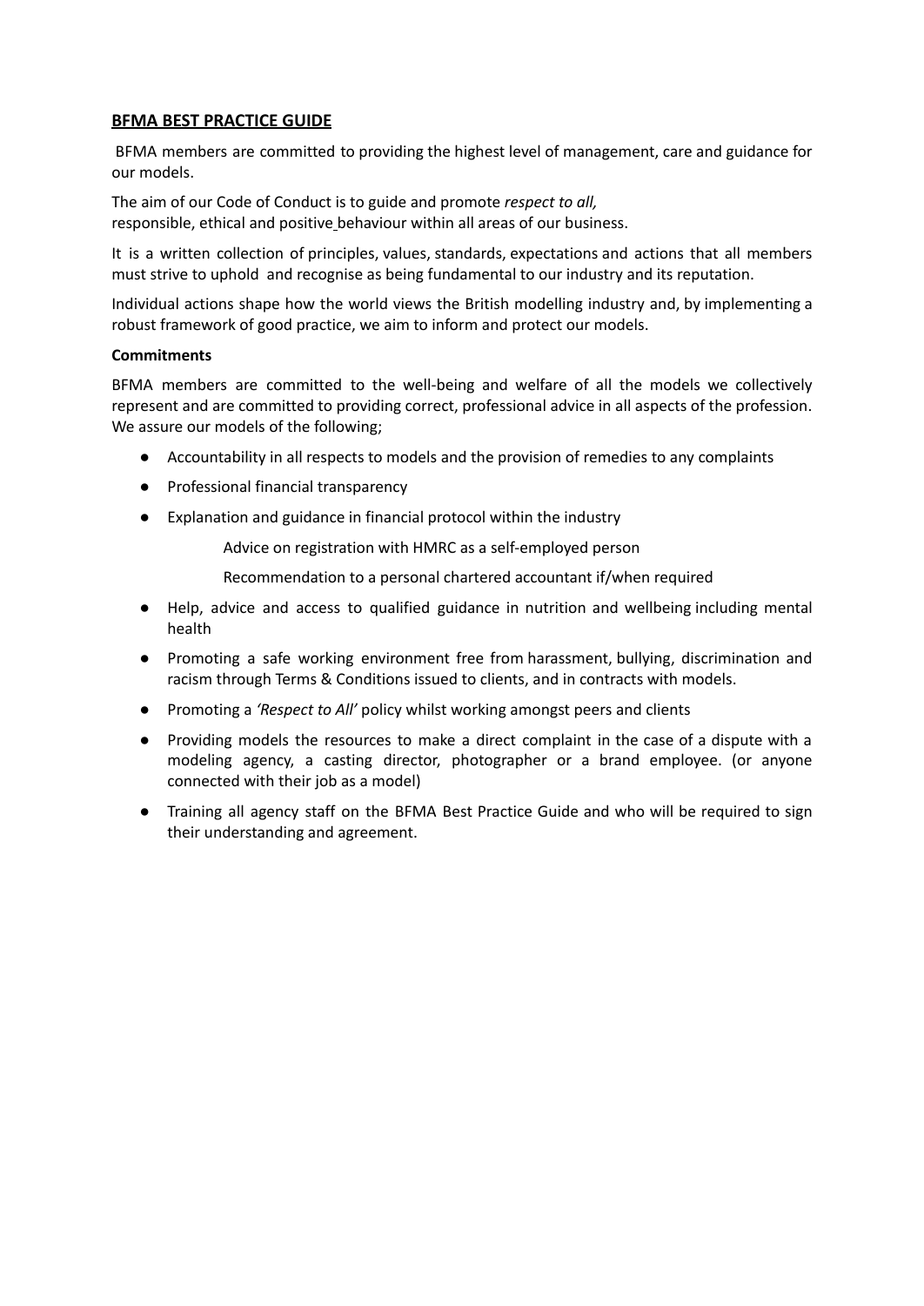## **BFMA BEST PRACTICE GUIDE**

BFMA members are committed to providing the highest level of management, care and guidance for our models.

The aim of our Code of Conduct is to guide and promote *respect to all,* responsible, ethical and positive behaviour within all areas of our business.

It is a written collection of principles, values, standards, expectations and actions that all members must strive to uphold and recognise as being fundamental to our industry and its reputation.

Individual actions shape how the world views the British modelling industry and, by implementing a robust framework of good practice, we aim to inform and protect our models.

**Commitments**

BFMA members are committed to the well-being and welfare of all the models we collectively represent and are committed to providing correct, professional advice in all aspects of the profession. We assure our models of the following;

- Accountability in all respects to models and the provision of remedies to any complaints
- Professional financial transparency
- Explanation and guidance in financial protocol within the industry
  - Advice on registration with HMRC as a self-employed person
  - Recommendation to a personal chartered accountant if/when required
- Help, advice and access to qualified guidance in nutrition and wellbeing including mental health
- Promoting a safe working environment free from harassment, bullying, discrimination and racism through Terms & Conditions issued to clients, and in contracts with models.
- Promoting a *'Respect to All'* policy whilst working amongst peers and clients
- Providing models the resources to make a direct complaint in the case of a dispute with a modeling agency, a casting director, photographer or a brand employee. (or anyone connected with their job as a model)
- Training all agency staff on the BFMA Best Practice Guide and who will be required to sign their understanding and agreement.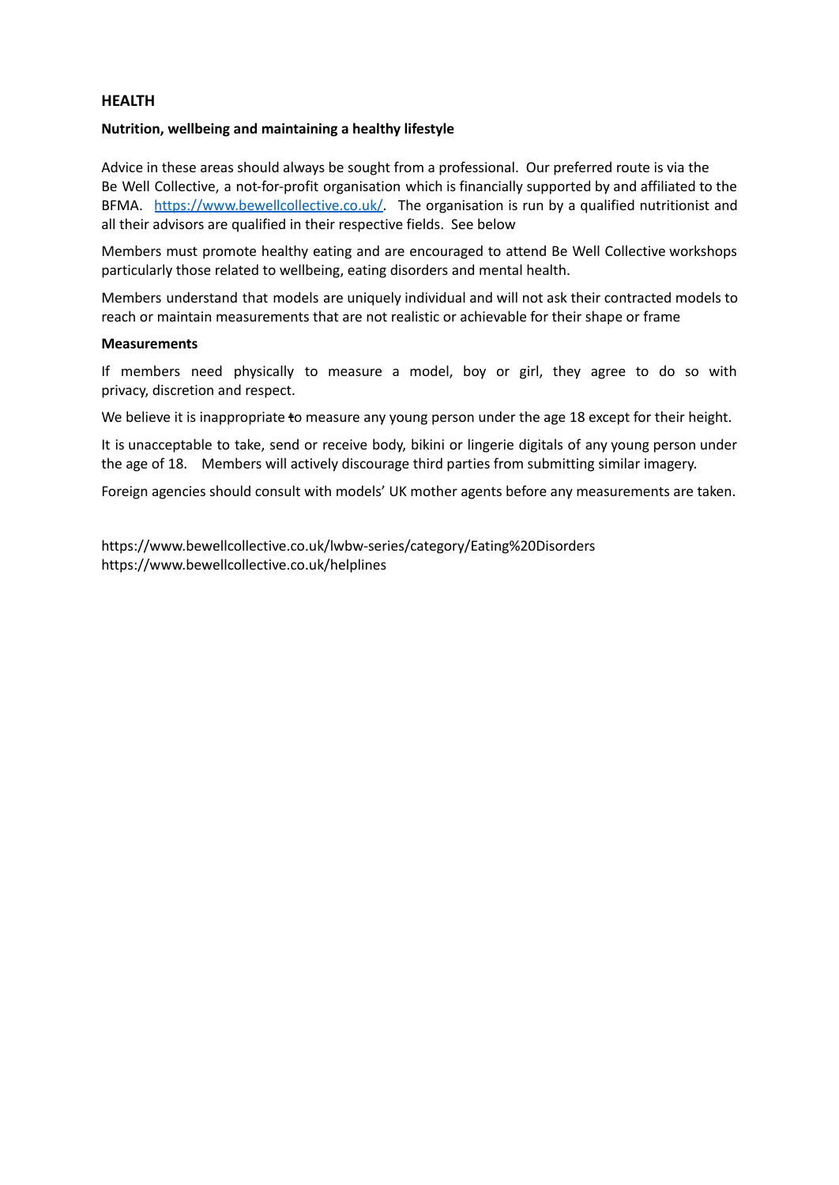## HEALTH

### Nutrition, wellbeing and maintaining a healthy lifestyle

Advice in these areas should always be sought from a professional. Our preferred route is via the Be Well Collective, a not-for-profit organisation which is financially supported by and affiliated to the BFMA. [https://www.bewellcollective.co.uk/](https://www.bewellcollective.co.uk/). The organisation is run by a qualified nutritionist and all their advisors are qualified in their respective fields. See below

Members must promote healthy eating and are encouraged to attend Be Well Collective workshops particularly those related to wellbeing, eating disorders and mental health.

Members understand that models are uniquely individual and will not ask their contracted models to reach or maintain measurements that are not realistic or achievable for their shape or frame

### Measurements

If members need physically to measure a model, boy or girl, they agree to do so with privacy, discretion and respect.

We believe it is inappropriate to measure any young person under the age 18 except for their height.

It is unacceptable to take, send or receive body, bikini or lingerie digitals of any young person under the age of 18. Members will actively discourage third parties from submitting similar imagery.

Foreign agencies should consult with models' UK mother agents before any measurements are taken.

https://www.bewellcollective.co.uk/lwbw-series/category/Eating%20Disorders
https://www.bewellcollective.co.uk/helplines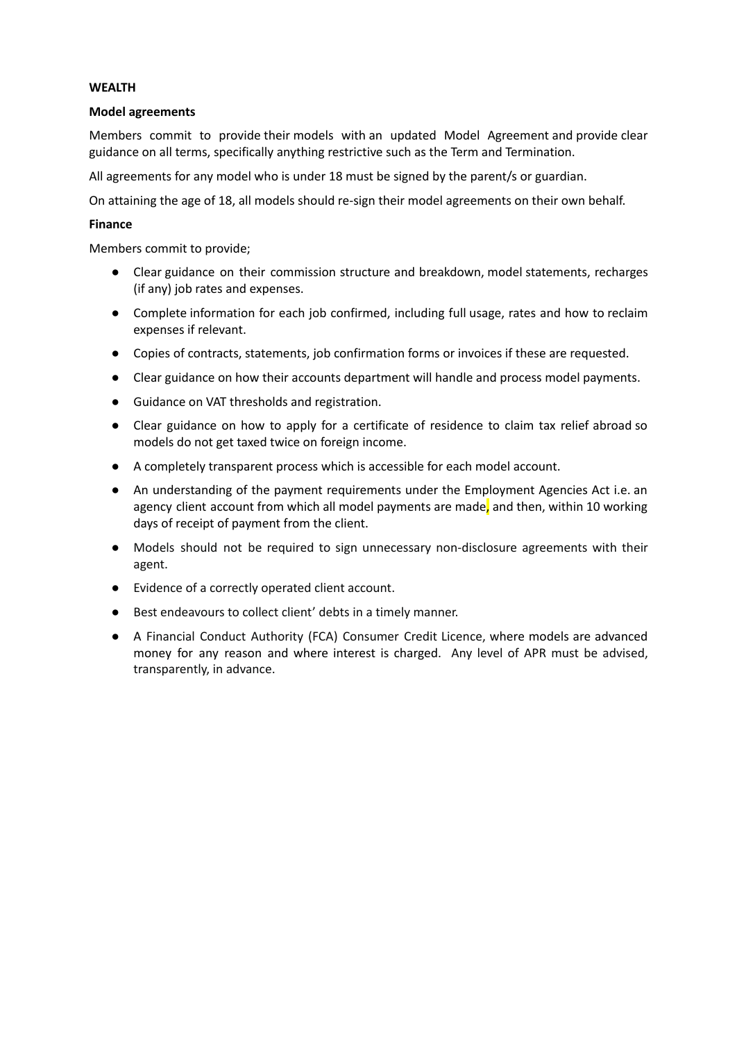**WEALTH**

**Model agreements**

Members commit to provide their models with an updated Model Agreement and provide clear guidance on all terms, specifically anything restrictive such as the Term and Termination.

All agreements for any model who is under 18 must be signed by the parent/s or guardian.

On attaining the age of 18, all models should re-sign their model agreements on their own behalf.

**Finance**

Members commit to provide;

- Clear guidance on their commission structure and breakdown, model statements, recharges (if any) job rates and expenses.
- Complete information for each job confirmed, including full usage, rates and how to reclaim expenses if relevant.
- Copies of contracts, statements, job confirmation forms or invoices if these are requested.
- Clear guidance on how their accounts department will handle and process model payments.
- Guidance on VAT thresholds and registration.
- Clear guidance on how to apply for a certificate of residence to claim tax relief abroad so models do not get taxed twice on foreign income.
- A completely transparent process which is accessible for each model account.
- An understanding of the payment requirements under the Employment Agencies Act i.e. an agency client account from which all model payments are made, and then, within 10 working days of receipt of payment from the client.
- Models should not be required to sign unnecessary non-disclosure agreements with their agent.
- Evidence of a correctly operated client account.
- Best endeavours to collect client' debts in a timely manner.
- A Financial Conduct Authority (FCA) Consumer Credit Licence, where models are advanced money for any reason and where interest is charged. Any level of APR must be advised, transparently, in advance.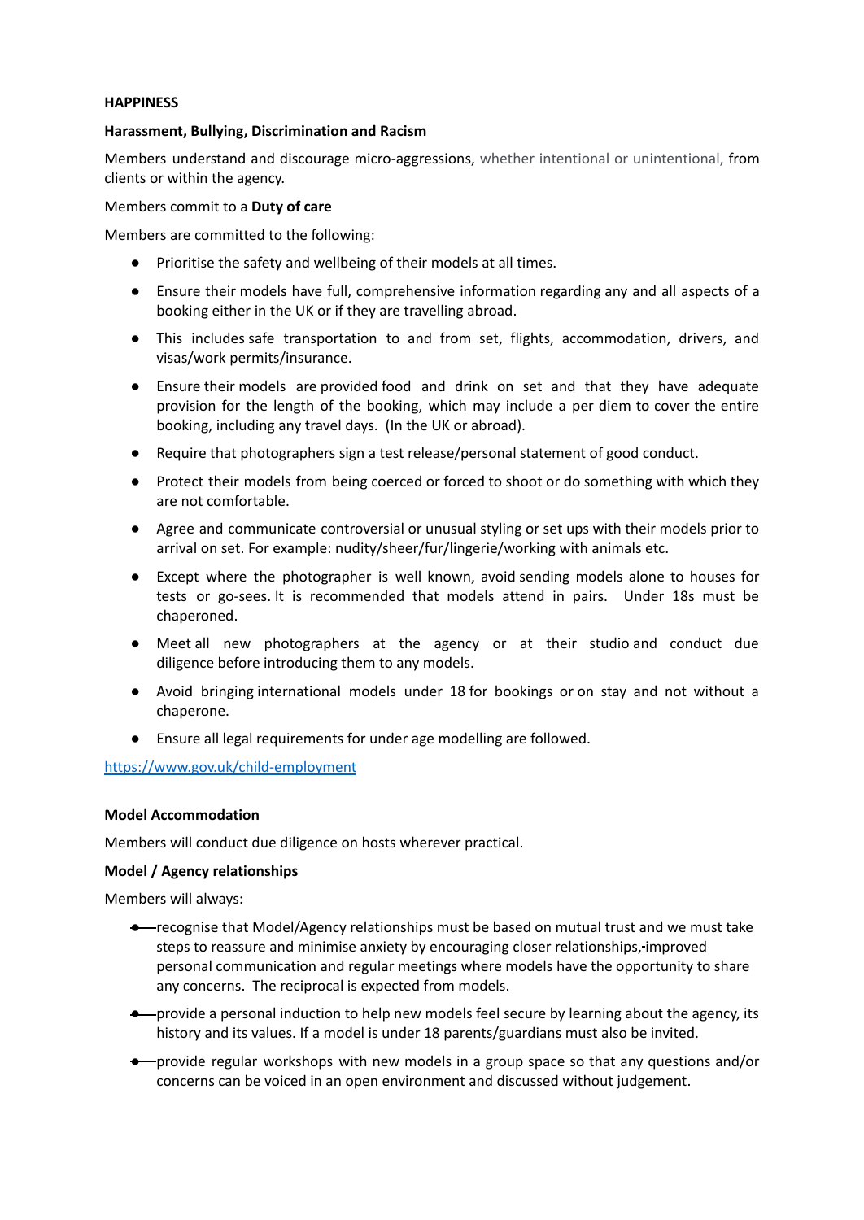**HAPPINESS**

**Harassment, Bullying, Discrimination and Racism**

Members understand and discourage micro-aggressions, whether intentional or unintentional, from clients or within the agency.

Members commit to a **Duty of care**

Members are committed to the following:

- Prioritise the safety and wellbeing of their models at all times.
- Ensure their models have full, comprehensive information regarding any and all aspects of a booking either in the UK or if they are travelling abroad.
- This includes safe transportation to and from set, flights, accommodation, drivers, and visas/work permits/insurance.
- Ensure their models are provided food and drink on set and that they have adequate provision for the length of the booking, which may include a per diem to cover the entire booking, including any travel days. (In the UK or abroad).
- Require that photographers sign a test release/personal statement of good conduct.
- Protect their models from being coerced or forced to shoot or do something with which they are not comfortable.
- Agree and communicate controversial or unusual styling or set ups with their models prior to arrival on set. For example: nudity/sheer/fur/lingerie/working with animals etc.
- Except where the photographer is well known, avoid sending models alone to houses for tests or go-sees. It is recommended that models attend in pairs. Under 18s must be chaperoned.
- Meet all new photographers at the agency or at their studio and conduct due diligence before introducing them to any models.
- Avoid bringing international models under 18 for bookings or on stay and not without a chaperone.
- Ensure all legal requirements for under age modelling are followed.

[https://www.gov.uk/child-employment](https://www.gov.uk/child-employment)

**Model Accommodation**

Members will conduct due diligence on hosts wherever practical.

**Model / Agency relationships**

Members will always:

- recognise that Model/Agency relationships must be based on mutual trust and we must take steps to reassure and minimise anxiety by encouraging closer relationships, improved personal communication and regular meetings where models have the opportunity to share any concerns. The reciprocal is expected from models.
- provide a personal induction to help new models feel secure by learning about the agency, its history and its values. If a model is under 18 parents/guardians must also be invited.
- provide regular workshops with new models in a group space so that any questions and/or concerns can be voiced in an open environment and discussed without judgement.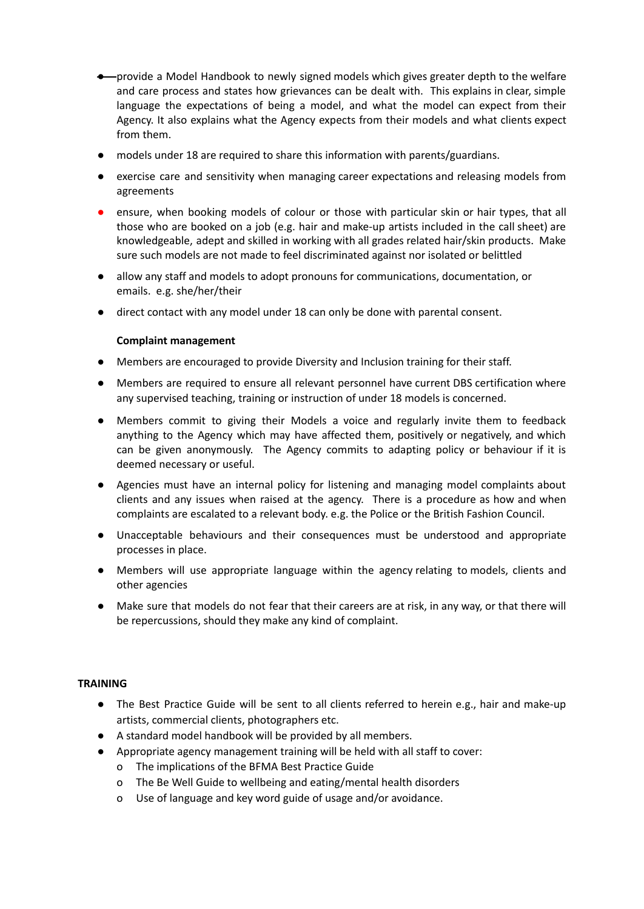- provide a Model Handbook to newly signed models which gives greater depth to the welfare and care process and states how grievances can be dealt with. This explains in clear, simple language the expectations of being a model, and what the model can expect from their Agency. It also explains what the Agency expects from their models and what clients expect from them.
- models under 18 are required to share this information with parents/guardians.
- exercise care and sensitivity when managing career expectations and releasing models from agreements
- ensure, when booking models of colour or those with particular skin or hair types, that all those who are booked on a job (e.g. hair and make-up artists included in the call sheet) are knowledgeable, adept and skilled in working with all grades related hair/skin products. Make sure such models are not made to feel discriminated against nor isolated or belittled
- allow any staff and models to adopt pronouns for communications, documentation, or emails. e.g. she/her/their
- direct contact with any model under 18 can only be done with parental consent.

**Complaint management**

- Members are encouraged to provide Diversity and Inclusion training for their staff.
- Members are required to ensure all relevant personnel have current DBS certification where any supervised teaching, training or instruction of under 18 models is concerned.
- Members commit to giving their Models a voice and regularly invite them to feedback anything to the Agency which may have affected them, positively or negatively, and which can be given anonymously. The Agency commits to adapting policy or behaviour if it is deemed necessary or useful.
- Agencies must have an internal policy for listening and managing model complaints about clients and any issues when raised at the agency. There is a procedure as how and when complaints are escalated to a relevant body. e.g. the Police or the British Fashion Council.
- Unacceptable behaviours and their consequences must be understood and appropriate processes in place.
- Members will use appropriate language within the agency relating to models, clients and other agencies
- Make sure that models do not fear that their careers are at risk, in any way, or that there will be repercussions, should they make any kind of complaint.

**TRAINING**

- The Best Practice Guide will be sent to all clients referred to herein e.g., hair and make-up artists, commercial clients, photographers etc.
- A standard model handbook will be provided by all members.
- Appropriate agency management training will be held with all staff to cover:
  - The implications of the BFMA Best Practice Guide
  - The Be Well Guide to wellbeing and eating/mental health disorders
  - Use of language and key word guide of usage and/or avoidance.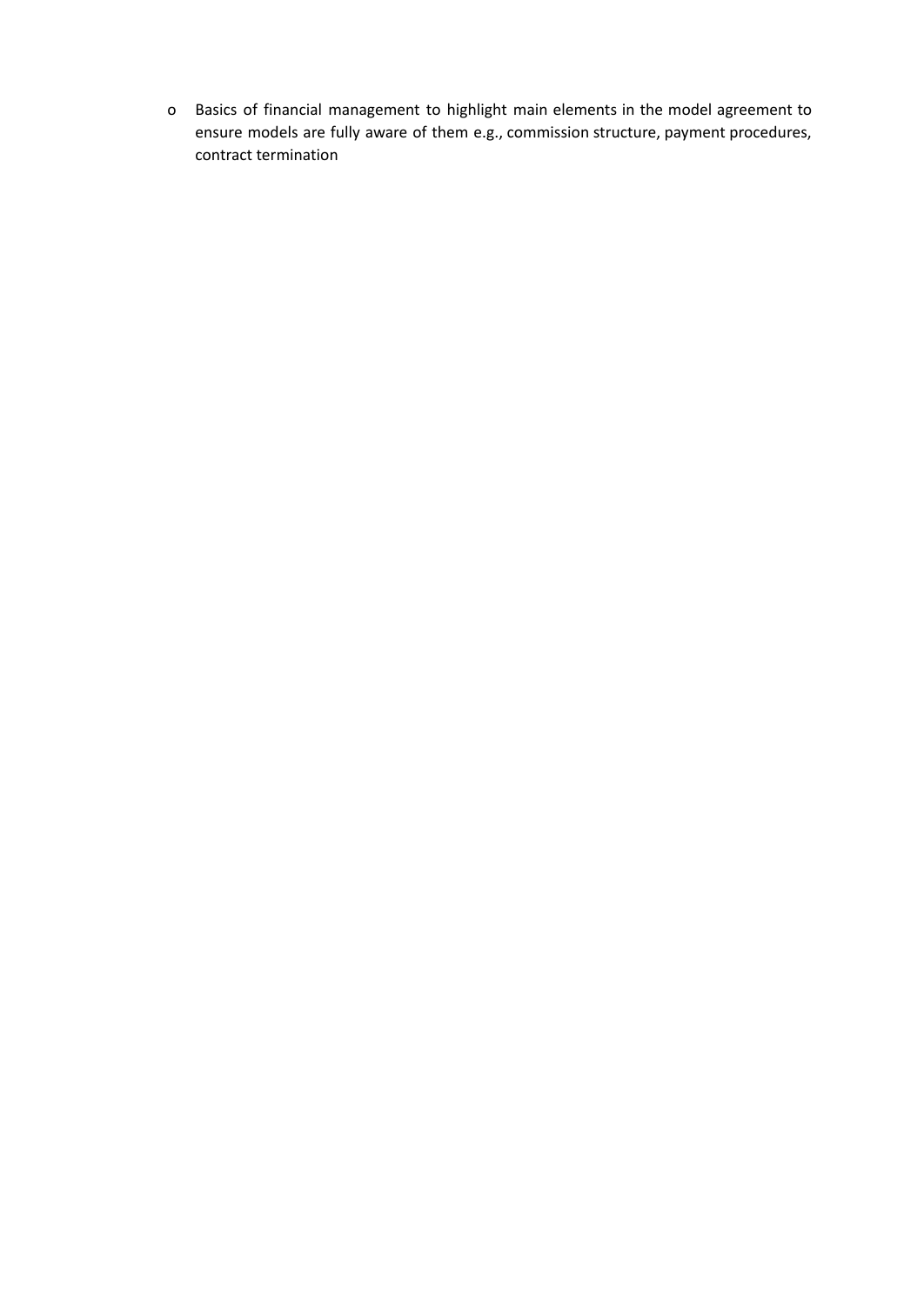- Basics of financial management to highlight main elements in the model agreement to ensure models are fully aware of them e.g., commission structure, payment procedures, contract termination